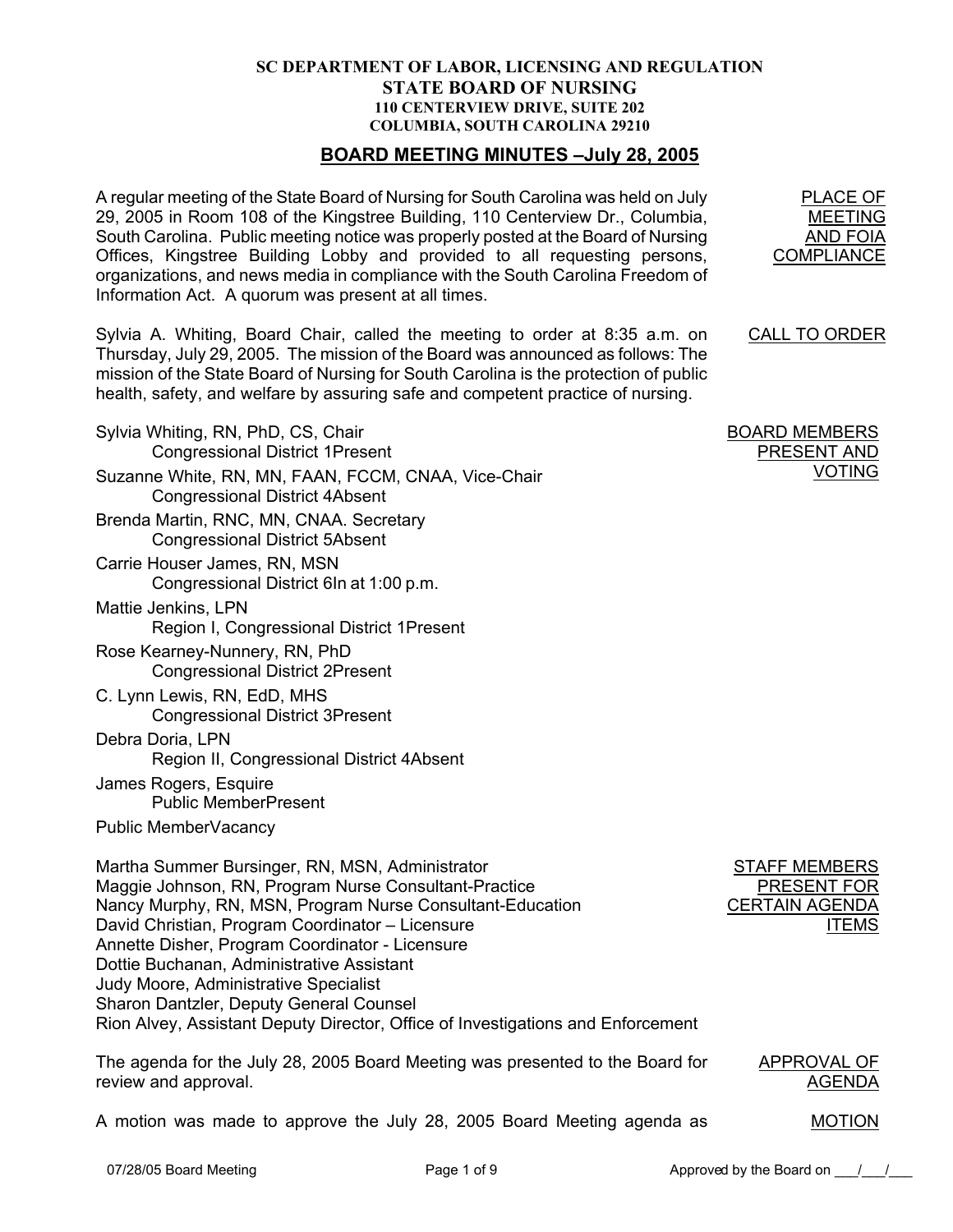**SC DEPARTMENT OF LABOR, LICENSING AND REGULATION**
**STATE BOARD OF NURSING**
**110 CENTERVIEW DRIVE, SUITE 202**
**COLUMBIA, SOUTH CAROLINA 29210**

# BOARD MEETING MINUTES –July 28, 2005

PLACE OF MEETING AND FOIA COMPLIANCE

A regular meeting of the State Board of Nursing for South Carolina was held on July 29, 2005 in Room 108 of the Kingstree Building, 110 Centerview Dr., Columbia, South Carolina. Public meeting notice was properly posted at the Board of Nursing Offices, Kingstree Building Lobby and provided to all requesting persons, organizations, and news media in compliance with the South Carolina Freedom of Information Act. A quorum was present at all times.

CALL TO ORDER

Sylvia A. Whiting, Board Chair, called the meeting to order at 8:35 a.m. on Thursday, July 29, 2005. The mission of the Board was announced as follows: The mission of the State Board of Nursing for South Carolina is the protection of public health, safety, and welfare by assuring safe and competent practice of nursing.

BOARD MEMBERS PRESENT AND VOTING

Sylvia Whiting, RN, PhD, CS, Chair
Congressional District 1Present

Suzanne White, RN, MN, FAAN, FCCM, CNAA, Vice-Chair
Congressional District 4Absent

Brenda Martin, RNC, MN, CNAA. Secretary
Congressional District 5Absent

Carrie Houser James, RN, MSN
Congressional District 6In at 1:00 p.m.

Mattie Jenkins, LPN
Region I, Congressional District 1Present

Rose Kearney-Nunnery, RN, PhD
Congressional District 2Present

C. Lynn Lewis, RN, EdD, MHS
Congressional District 3Present

Debra Doria, LPN
Region II, Congressional District 4Absent

James Rogers, Esquire
Public MemberPresent

Public MemberVacancy

STAFF MEMBERS PRESENT FOR CERTAIN AGENDA ITEMS

Martha Summer Bursinger, RN, MSN, Administrator
Maggie Johnson, RN, Program Nurse Consultant-Practice
Nancy Murphy, RN, MSN, Program Nurse Consultant-Education
David Christian, Program Coordinator – Licensure
Annette Disher, Program Coordinator - Licensure
Dottie Buchanan, Administrative Assistant
Judy Moore, Administrative Specialist
Sharon Dantzler, Deputy General Counsel
Rion Alvey, Assistant Deputy Director, Office of Investigations and Enforcement

APPROVAL OF AGENDA

The agenda for the July 28, 2005 Board Meeting was presented to the Board for review and approval.

MOTION

A motion was made to approve the July 28, 2005 Board Meeting agenda as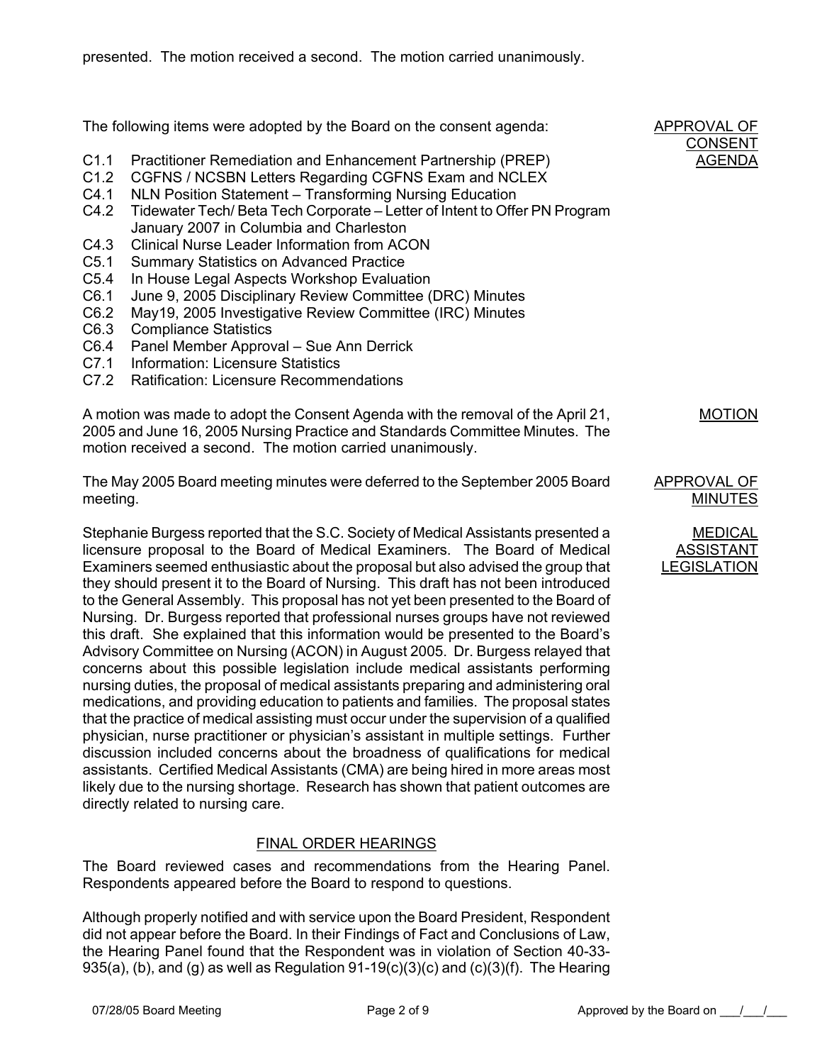presented. The motion received a second. The motion carried unanimously.

**APPROVAL OF CONSENT AGENDA**

The following items were adopted by the Board on the consent agenda:

- C1.1 Practitioner Remediation and Enhancement Partnership (PREP)
- C1.2 CGFNS / NCSBN Letters Regarding CGFNS Exam and NCLEX
- C4.1 NLN Position Statement – Transforming Nursing Education
- C4.2 Tidewater Tech/ Beta Tech Corporate – Letter of Intent to Offer PN Program January 2007 in Columbia and Charleston
- C4.3 Clinical Nurse Leader Information from ACON
- C5.1 Summary Statistics on Advanced Practice
- C5.4 In House Legal Aspects Workshop Evaluation
- C6.1 June 9, 2005 Disciplinary Review Committee (DRC) Minutes
- C6.2 May19, 2005 Investigative Review Committee (IRC) Minutes
- C6.3 Compliance Statistics
- C6.4 Panel Member Approval – Sue Ann Derrick
- C7.1 Information: Licensure Statistics
- C7.2 Ratification: Licensure Recommendations

**MOTION**

A motion was made to adopt the Consent Agenda with the removal of the April 21, 2005 and June 16, 2005 Nursing Practice and Standards Committee Minutes. The motion received a second. The motion carried unanimously.

**APPROVAL OF MINUTES**

The May 2005 Board meeting minutes were deferred to the September 2005 Board meeting.

**MEDICAL ASSISTANT LEGISLATION**

Stephanie Burgess reported that the S.C. Society of Medical Assistants presented a licensure proposal to the Board of Medical Examiners. The Board of Medical Examiners seemed enthusiastic about the proposal but also advised the group that they should present it to the Board of Nursing. This draft has not been introduced to the General Assembly. This proposal has not yet been presented to the Board of Nursing. Dr. Burgess reported that professional nurses groups have not reviewed this draft. She explained that this information would be presented to the Board's Advisory Committee on Nursing (ACON) in August 2005. Dr. Burgess relayed that concerns about this possible legislation include medical assistants performing nursing duties, the proposal of medical assistants preparing and administering oral medications, and providing education to patients and families. The proposal states that the practice of medical assisting must occur under the supervision of a qualified physician, nurse practitioner or physician's assistant in multiple settings. Further discussion included concerns about the broadness of qualifications for medical assistants. Certified Medical Assistants (CMA) are being hired in more areas most likely due to the nursing shortage. Research has shown that patient outcomes are directly related to nursing care.

## FINAL ORDER HEARINGS

The Board reviewed cases and recommendations from the Hearing Panel. Respondents appeared before the Board to respond to questions.

Although properly notified and with service upon the Board President, Respondent did not appear before the Board. In their Findings of Fact and Conclusions of Law, the Hearing Panel found that the Respondent was in violation of Section 40-33-935(a), (b), and (g) as well as Regulation 91-19(c)(3)(c) and (c)(3)(f). The Hearing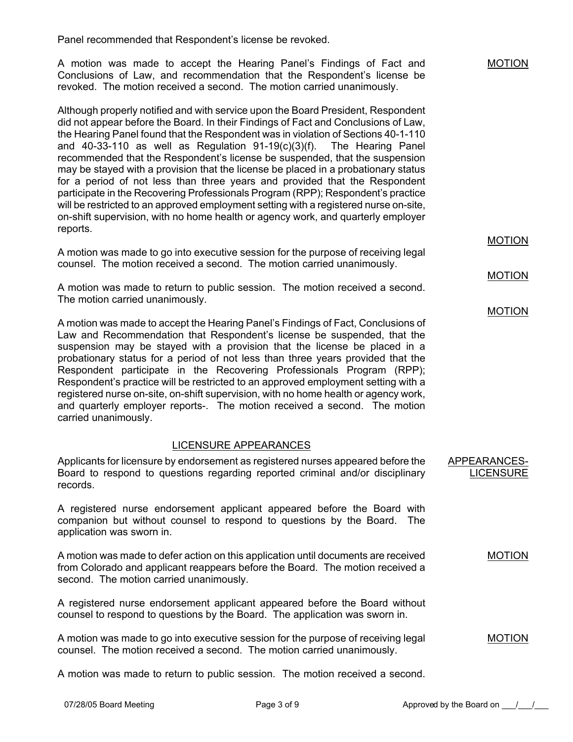Panel recommended that Respondent's license be revoked.

A motion was made to accept the Hearing Panel's Findings of Fact and Conclusions of Law, and recommendation that the Respondent's license be revoked. The motion received a second. The motion carried unanimously.

MOTION

Although properly notified and with service upon the Board President, Respondent did not appear before the Board. In their Findings of Fact and Conclusions of Law, the Hearing Panel found that the Respondent was in violation of Sections 40-1-110 and 40-33-110 as well as Regulation 91-19(c)(3)(f). The Hearing Panel recommended that the Respondent's license be suspended, that the suspension may be stayed with a provision that the license be placed in a probationary status for a period of not less than three years and provided that the Respondent participate in the Recovering Professionals Program (RPP); Respondent's practice will be restricted to an approved employment setting with a registered nurse on-site, on-shift supervision, with no home health or agency work, and quarterly employer reports.

A motion was made to go into executive session for the purpose of receiving legal counsel. The motion received a second. The motion carried unanimously.

MOTION

A motion was made to return to public session. The motion received a second. The motion carried unanimously.

MOTION

A motion was made to accept the Hearing Panel's Findings of Fact, Conclusions of Law and Recommendation that Respondent's license be suspended, that the suspension may be stayed with a provision that the license be placed in a probationary status for a period of not less than three years provided that the Respondent participate in the Recovering Professionals Program (RPP); Respondent's practice will be restricted to an approved employment setting with a registered nurse on-site, on-shift supervision, with no home health or agency work, and quarterly employer reports-. The motion received a second. The motion carried unanimously.

MOTION

## LICENSURE APPEARANCES

APPEARANCES-LICENSURE

Applicants for licensure by endorsement as registered nurses appeared before the Board to respond to questions regarding reported criminal and/or disciplinary records.

A registered nurse endorsement applicant appeared before the Board with companion but without counsel to respond to questions by the Board. The application was sworn in.

A motion was made to defer action on this application until documents are received from Colorado and applicant reappears before the Board. The motion received a second. The motion carried unanimously.

MOTION

A registered nurse endorsement applicant appeared before the Board without counsel to respond to questions by the Board. The application was sworn in.

A motion was made to go into executive session for the purpose of receiving legal counsel. The motion received a second. The motion carried unanimously.

MOTION

A motion was made to return to public session. The motion received a second.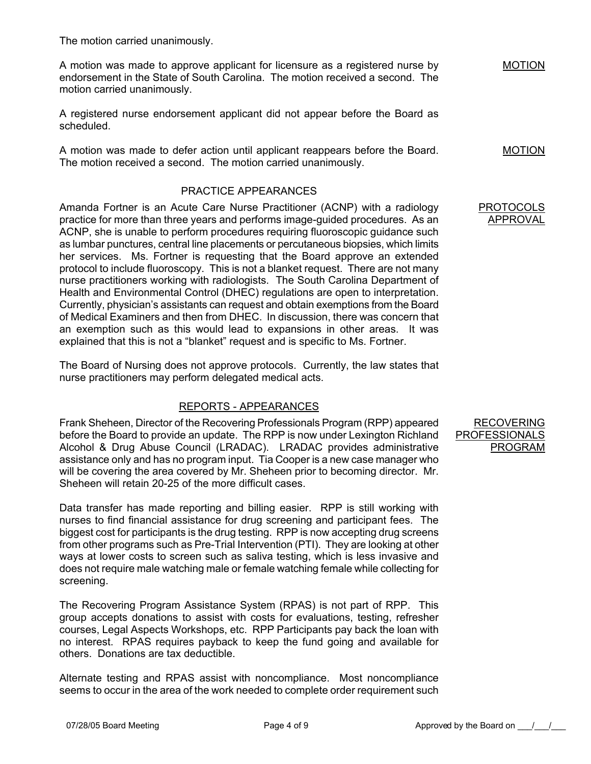The motion carried unanimously.

A motion was made to approve applicant for licensure as a registered nurse by endorsement in the State of South Carolina. The motion received a second. The motion carried unanimously.

<u>MOTION</u>

A registered nurse endorsement applicant did not appear before the Board as scheduled.

A motion was made to defer action until applicant reappears before the Board. The motion received a second. The motion carried unanimously.

<u>MOTION</u>

## PRACTICE APPEARANCES

<u>PROTOCOLS APPROVAL</u>

Amanda Fortner is an Acute Care Nurse Practitioner (ACNP) with a radiology practice for more than three years and performs image-guided procedures. As an ACNP, she is unable to perform procedures requiring fluoroscopic guidance such as lumbar punctures, central line placements or percutaneous biopsies, which limits her services. Ms. Fortner is requesting that the Board approve an extended protocol to include fluoroscopy. This is not a blanket request. There are not many nurse practitioners working with radiologists. The South Carolina Department of Health and Environmental Control (DHEC) regulations are open to interpretation. Currently, physician's assistants can request and obtain exemptions from the Board of Medical Examiners and then from DHEC. In discussion, there was concern that an exemption such as this would lead to expansions in other areas. It was explained that this is not a "blanket" request and is specific to Ms. Fortner.

The Board of Nursing does not approve protocols. Currently, the law states that nurse practitioners may perform delegated medical acts.

## <u>REPORTS - APPEARANCES</u>

<u>RECOVERING PROFESSIONALS PROGRAM</u>

Frank Sheheen, Director of the Recovering Professionals Program (RPP) appeared before the Board to provide an update. The RPP is now under Lexington Richland Alcohol & Drug Abuse Council (LRADAC). LRADAC provides administrative assistance only and has no program input. Tia Cooper is a new case manager who will be covering the area covered by Mr. Sheheen prior to becoming director. Mr. Sheheen will retain 20-25 of the more difficult cases.

Data transfer has made reporting and billing easier. RPP is still working with nurses to find financial assistance for drug screening and participant fees. The biggest cost for participants is the drug testing. RPP is now accepting drug screens from other programs such as Pre-Trial Intervention (PTI). They are looking at other ways at lower costs to screen such as saliva testing, which is less invasive and does not require male watching male or female watching female while collecting for screening.

The Recovering Program Assistance System (RPAS) is not part of RPP. This group accepts donations to assist with costs for evaluations, testing, refresher courses, Legal Aspects Workshops, etc. RPP Participants pay back the loan with no interest. RPAS requires payback to keep the fund going and available for others. Donations are tax deductible.

Alternate testing and RPAS assist with noncompliance. Most noncompliance seems to occur in the area of the work needed to complete order requirement such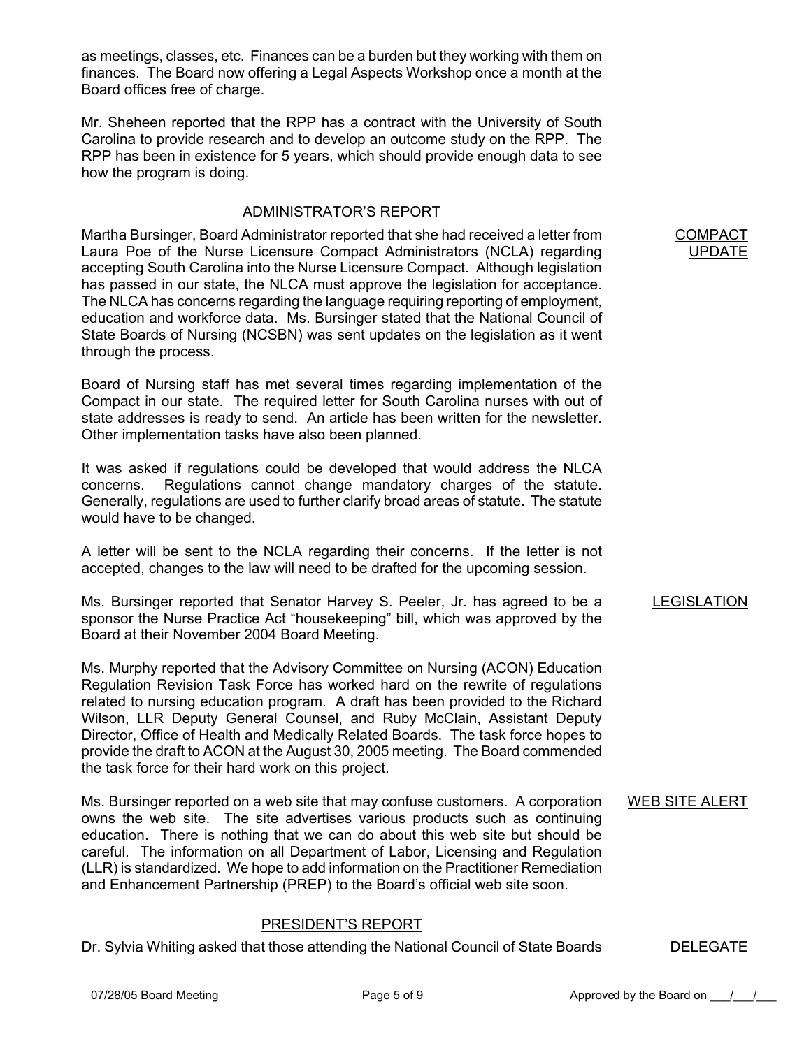as meetings, classes, etc. Finances can be a burden but they working with them on finances. The Board now offering a Legal Aspects Workshop once a month at the Board offices free of charge.

Mr. Sheheen reported that the RPP has a contract with the University of South Carolina to provide research and to develop an outcome study on the RPP. The RPP has been in existence for 5 years, which should provide enough data to see how the program is doing.

## ADMINISTRATOR'S REPORT

**COMPACT UPDATE**

Martha Bursinger, Board Administrator reported that she had received a letter from Laura Poe of the Nurse Licensure Compact Administrators (NCLA) regarding accepting South Carolina into the Nurse Licensure Compact. Although legislation has passed in our state, the NLCA must approve the legislation for acceptance. The NLCA has concerns regarding the language requiring reporting of employment, education and workforce data. Ms. Bursinger stated that the National Council of State Boards of Nursing (NCSBN) was sent updates on the legislation as it went through the process.

Board of Nursing staff has met several times regarding implementation of the Compact in our state. The required letter for South Carolina nurses with out of state addresses is ready to send. An article has been written for the newsletter. Other implementation tasks have also been planned.

It was asked if regulations could be developed that would address the NLCA concerns. Regulations cannot change mandatory charges of the statute. Generally, regulations are used to further clarify broad areas of statute. The statute would have to be changed.

A letter will be sent to the NCLA regarding their concerns. If the letter is not accepted, changes to the law will need to be drafted for the upcoming session.

**LEGISLATION**

Ms. Bursinger reported that Senator Harvey S. Peeler, Jr. has agreed to be a sponsor the Nurse Practice Act "housekeeping" bill, which was approved by the Board at their November 2004 Board Meeting.

Ms. Murphy reported that the Advisory Committee on Nursing (ACON) Education Regulation Revision Task Force has worked hard on the rewrite of regulations related to nursing education program. A draft has been provided to the Richard Wilson, LLR Deputy General Counsel, and Ruby McClain, Assistant Deputy Director, Office of Health and Medically Related Boards. The task force hopes to provide the draft to ACON at the August 30, 2005 meeting. The Board commended the task force for their hard work on this project.

**WEB SITE ALERT**

Ms. Bursinger reported on a web site that may confuse customers. A corporation owns the web site. The site advertises various products such as continuing education. There is nothing that we can do about this web site but should be careful. The information on all Department of Labor, Licensing and Regulation (LLR) is standardized. We hope to add information on the Practitioner Remediation and Enhancement Partnership (PREP) to the Board's official web site soon.

## PRESIDENT'S REPORT

**DELEGATE**

Dr. Sylvia Whiting asked that those attending the National Council of State Boards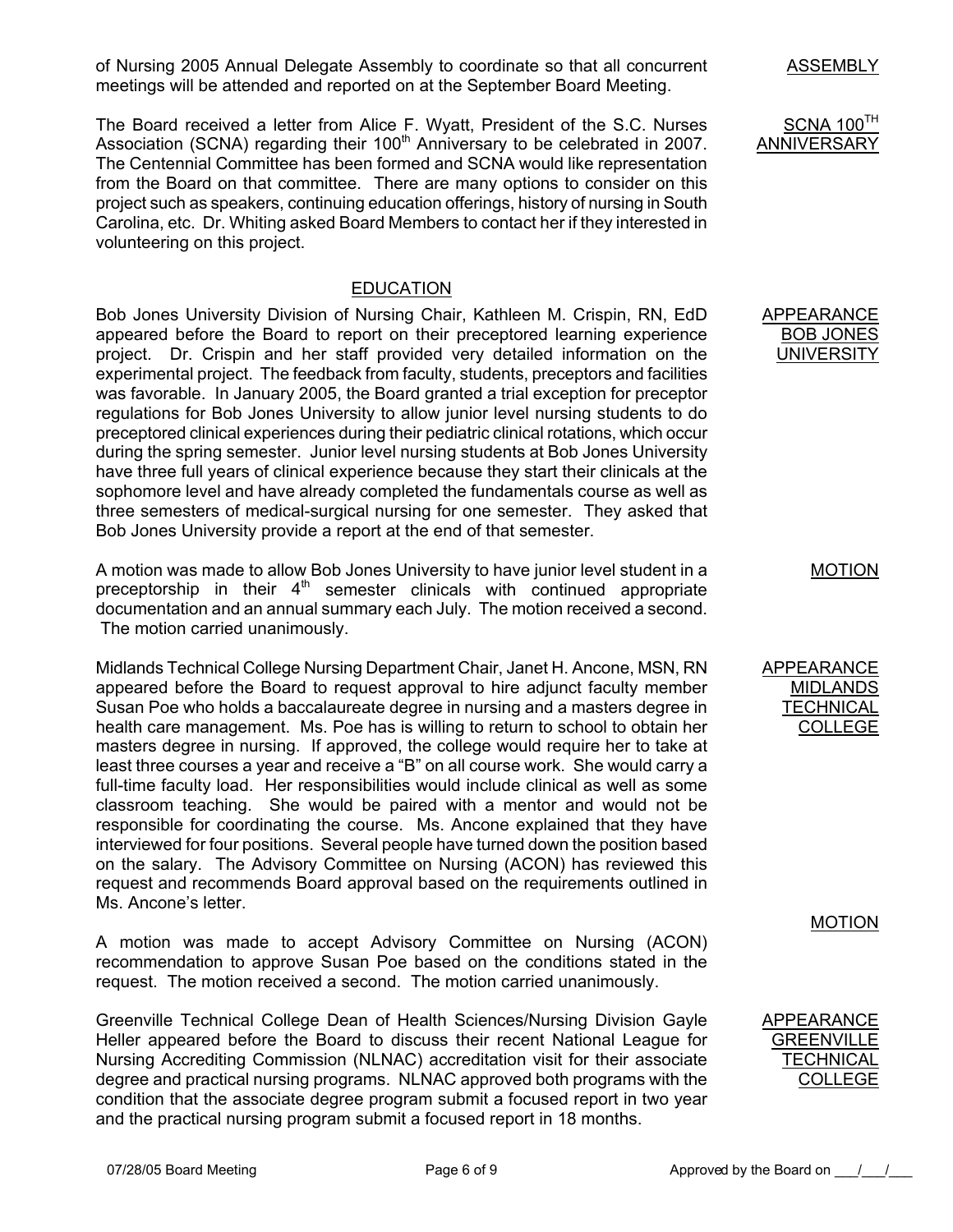of Nursing 2005 Annual Delegate Assembly to coordinate so that all concurrent meetings will be attended and reported on at the September Board Meeting.

ASSEMBLY

The Board received a letter from Alice F. Wyatt, President of the S.C. Nurses Association (SCNA) regarding their 100th Anniversary to be celebrated in 2007. The Centennial Committee has been formed and SCNA would like representation from the Board on that committee. There are many options to consider on this project such as speakers, continuing education offerings, history of nursing in South Carolina, etc. Dr. Whiting asked Board Members to contact her if they interested in volunteering on this project.

SCNA 100TH ANNIVERSARY

## EDUCATION

Bob Jones University Division of Nursing Chair, Kathleen M. Crispin, RN, EdD appeared before the Board to report on their preceptored learning experience project. Dr. Crispin and her staff provided very detailed information on the experimental project. The feedback from faculty, students, preceptors and facilities was favorable. In January 2005, the Board granted a trial exception for preceptor regulations for Bob Jones University to allow junior level nursing students to do preceptored clinical experiences during their pediatric clinical rotations, which occur during the spring semester. Junior level nursing students at Bob Jones University have three full years of clinical experience because they start their clinicals at the sophomore level and have already completed the fundamentals course as well as three semesters of medical-surgical nursing for one semester. They asked that Bob Jones University provide a report at the end of that semester.

APPEARANCE BOB JONES UNIVERSITY

A motion was made to allow Bob Jones University to have junior level student in a preceptorship in their 4th semester clinicals with continued appropriate documentation and an annual summary each July. The motion received a second. The motion carried unanimously.

MOTION

Midlands Technical College Nursing Department Chair, Janet H. Ancone, MSN, RN appeared before the Board to request approval to hire adjunct faculty member Susan Poe who holds a baccalaureate degree in nursing and a masters degree in health care management. Ms. Poe has is willing to return to school to obtain her masters degree in nursing. If approved, the college would require her to take at least three courses a year and receive a "B" on all course work. She would carry a full-time faculty load. Her responsibilities would include clinical as well as some classroom teaching. She would be paired with a mentor and would not be responsible for coordinating the course. Ms. Ancone explained that they have interviewed for four positions. Several people have turned down the position based on the salary. The Advisory Committee on Nursing (ACON) has reviewed this request and recommends Board approval based on the requirements outlined in Ms. Ancone's letter.

APPEARANCE MIDLANDS TECHNICAL COLLEGE

A motion was made to accept Advisory Committee on Nursing (ACON) recommendation to approve Susan Poe based on the conditions stated in the request. The motion received a second. The motion carried unanimously.

MOTION

Greenville Technical College Dean of Health Sciences/Nursing Division Gayle Heller appeared before the Board to discuss their recent National League for Nursing Accrediting Commission (NLNAC) accreditation visit for their associate degree and practical nursing programs. NLNAC approved both programs with the condition that the associate degree program submit a focused report in two year and the practical nursing program submit a focused report in 18 months.

APPEARANCE GREENVILLE TECHNICAL COLLEGE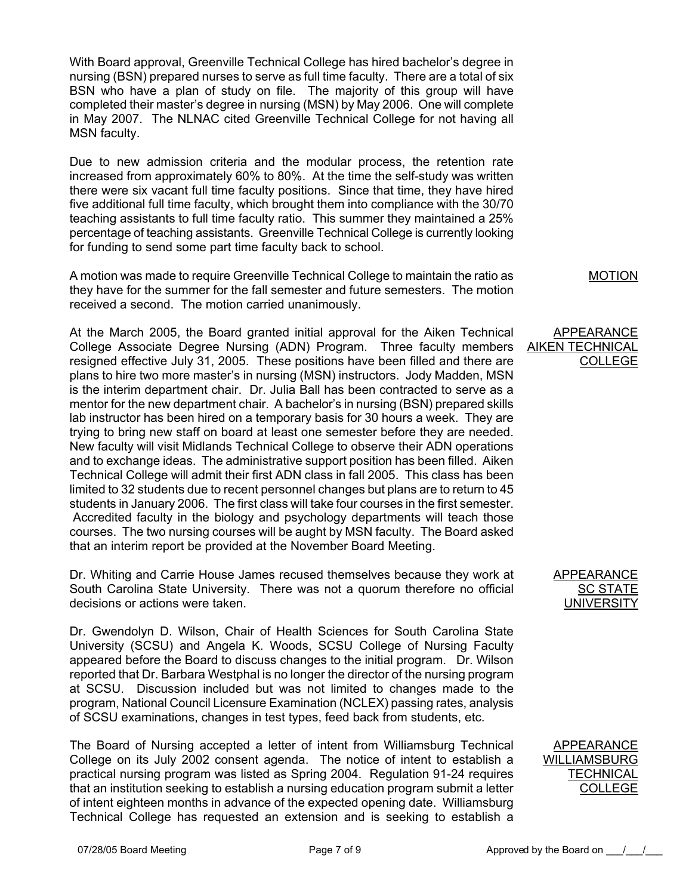With Board approval, Greenville Technical College has hired bachelor's degree in nursing (BSN) prepared nurses to serve as full time faculty. There are a total of six BSN who have a plan of study on file. The majority of this group will have completed their master's degree in nursing (MSN) by May 2006. One will complete in May 2007. The NLNAC cited Greenville Technical College for not having all MSN faculty.

Due to new admission criteria and the modular process, the retention rate increased from approximately 60% to 80%. At the time the self-study was written there were six vacant full time faculty positions. Since that time, they have hired five additional full time faculty, which brought them into compliance with the 30/70 teaching assistants to full time faculty ratio. This summer they maintained a 25% percentage of teaching assistants. Greenville Technical College is currently looking for funding to send some part time faculty back to school.

MOTION

A motion was made to require Greenville Technical College to maintain the ratio as they have for the summer for the fall semester and future semesters. The motion received a second. The motion carried unanimously.

APPEARANCE AIKEN TECHNICAL COLLEGE

At the March 2005, the Board granted initial approval for the Aiken Technical College Associate Degree Nursing (ADN) Program. Three faculty members resigned effective July 31, 2005. These positions have been filled and there are plans to hire two more master's in nursing (MSN) instructors. Jody Madden, MSN is the interim department chair. Dr. Julia Ball has been contracted to serve as a mentor for the new department chair. A bachelor's in nursing (BSN) prepared skills lab instructor has been hired on a temporary basis for 30 hours a week. They are trying to bring new staff on board at least one semester before they are needed. New faculty will visit Midlands Technical College to observe their ADN operations and to exchange ideas. The administrative support position has been filled. Aiken Technical College will admit their first ADN class in fall 2005. This class has been limited to 32 students due to recent personnel changes but plans are to return to 45 students in January 2006. The first class will take four courses in the first semester. Accredited faculty in the biology and psychology departments will teach those courses. The two nursing courses will be aught by MSN faculty. The Board asked that an interim report be provided at the November Board Meeting.

APPEARANCE SC STATE UNIVERSITY

Dr. Whiting and Carrie House James recused themselves because they work at South Carolina State University. There was not a quorum therefore no official decisions or actions were taken.

Dr. Gwendolyn D. Wilson, Chair of Health Sciences for South Carolina State University (SCSU) and Angela K. Woods, SCSU College of Nursing Faculty appeared before the Board to discuss changes to the initial program. Dr. Wilson reported that Dr. Barbara Westphal is no longer the director of the nursing program at SCSU. Discussion included but was not limited to changes made to the program, National Council Licensure Examination (NCLEX) passing rates, analysis of SCSU examinations, changes in test types, feed back from students, etc.

APPEARANCE WILLIAMSBURG TECHNICAL COLLEGE

The Board of Nursing accepted a letter of intent from Williamsburg Technical College on its July 2002 consent agenda. The notice of intent to establish a practical nursing program was listed as Spring 2004. Regulation 91-24 requires that an institution seeking to establish a nursing education program submit a letter of intent eighteen months in advance of the expected opening date. Williamsburg Technical College has requested an extension and is seeking to establish a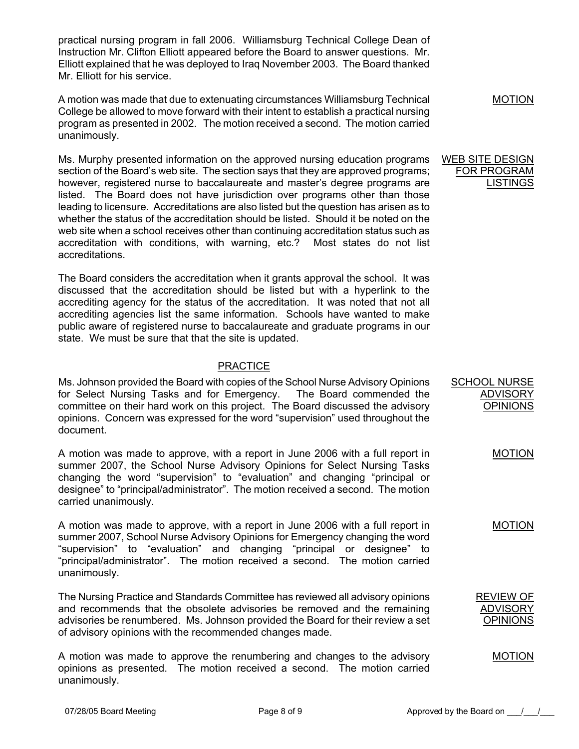practical nursing program in fall 2006. Williamsburg Technical College Dean of Instruction Mr. Clifton Elliott appeared before the Board to answer questions. Mr. Elliott explained that he was deployed to Iraq November 2003. The Board thanked Mr. Elliott for his service.

MOTION

A motion was made that due to extenuating circumstances Williamsburg Technical College be allowed to move forward with their intent to establish a practical nursing program as presented in 2002. The motion received a second. The motion carried unanimously.

WEB SITE DESIGN FOR PROGRAM LISTINGS

Ms. Murphy presented information on the approved nursing education programs section of the Board's web site. The section says that they are approved programs; however, registered nurse to baccalaureate and master's degree programs are listed. The Board does not have jurisdiction over programs other than those leading to licensure. Accreditations are also listed but the question has arisen as to whether the status of the accreditation should be listed. Should it be noted on the web site when a school receives other than continuing accreditation status such as accreditation with conditions, with warning, etc.? Most states do not list accreditations.

The Board considers the accreditation when it grants approval the school. It was discussed that the accreditation should be listed but with a hyperlink to the accrediting agency for the status of the accreditation. It was noted that not all accrediting agencies list the same information. Schools have wanted to make public aware of registered nurse to baccalaureate and graduate programs in our state. We must be sure that that the site is updated.

## PRACTICE

SCHOOL NURSE ADVISORY OPINIONS

Ms. Johnson provided the Board with copies of the School Nurse Advisory Opinions for Select Nursing Tasks and for Emergency. The Board commended the committee on their hard work on this project. The Board discussed the advisory opinions. Concern was expressed for the word "supervision" used throughout the document.

MOTION

A motion was made to approve, with a report in June 2006 with a full report in summer 2007, the School Nurse Advisory Opinions for Select Nursing Tasks changing the word "supervision" to "evaluation" and changing "principal or designee" to "principal/administrator". The motion received a second. The motion carried unanimously.

MOTION

A motion was made to approve, with a report in June 2006 with a full report in summer 2007, School Nurse Advisory Opinions for Emergency changing the word "supervision" to "evaluation" and changing "principal or designee" to "principal/administrator". The motion received a second. The motion carried unanimously.

REVIEW OF ADVISORY OPINIONS

The Nursing Practice and Standards Committee has reviewed all advisory opinions and recommends that the obsolete advisories be removed and the remaining advisories be renumbered. Ms. Johnson provided the Board for their review a set of advisory opinions with the recommended changes made.

MOTION

A motion was made to approve the renumbering and changes to the advisory opinions as presented. The motion received a second. The motion carried unanimously.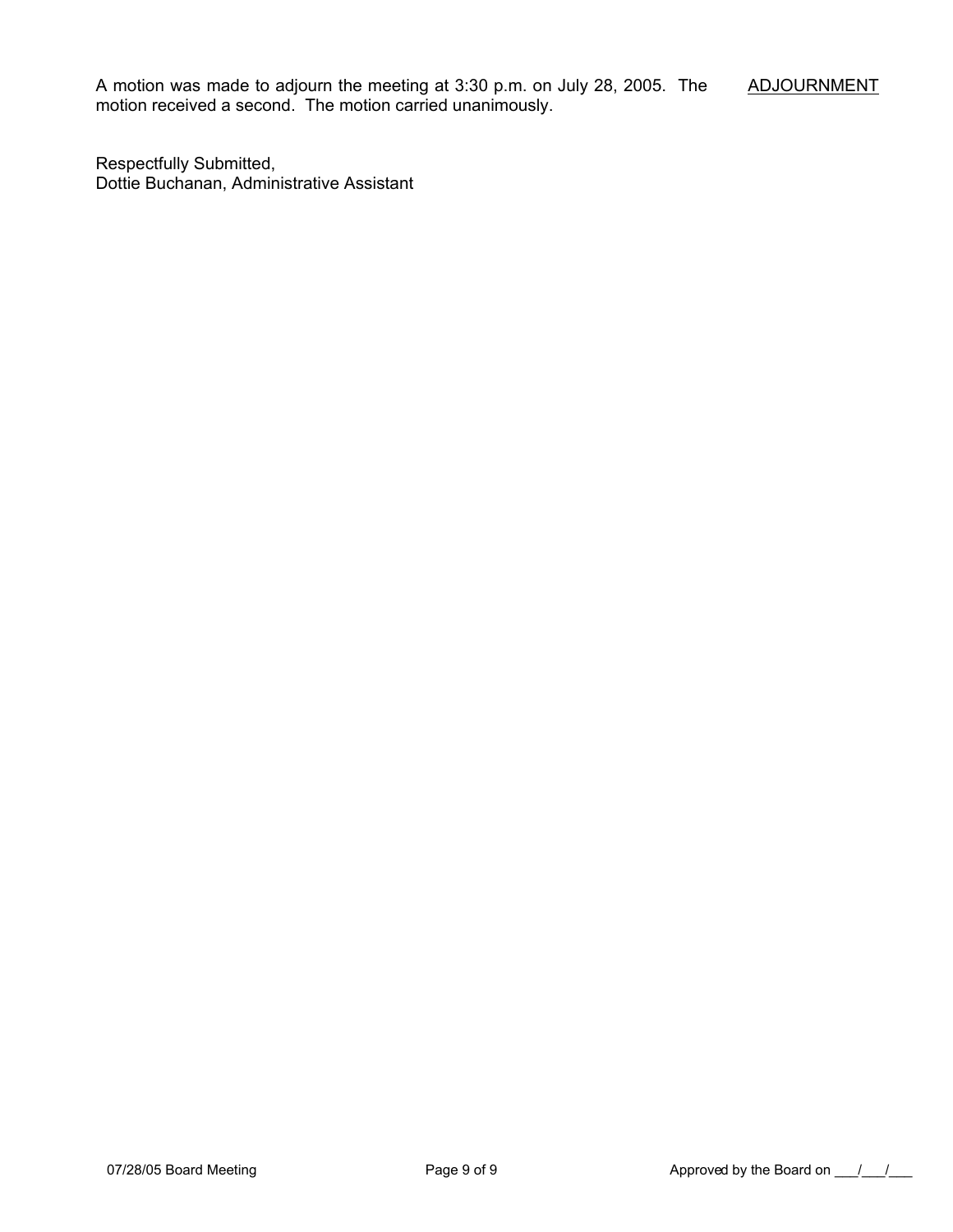A motion was made to adjourn the meeting at 3:30 p.m. on July 28, 2005. The motion received a second. The motion carried unanimously.

ADJOURNMENT

Respectfully Submitted,
Dottie Buchanan, Administrative Assistant